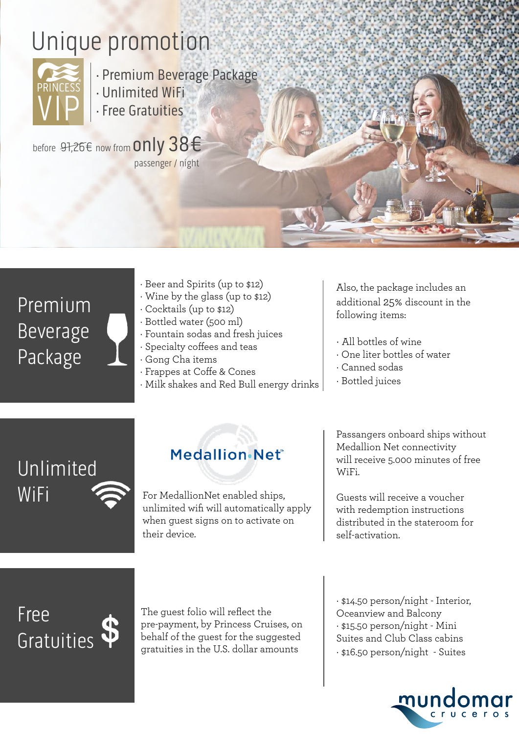# Unique promotion

PRINCESS VIP

- Premium Beverage Package
- Unlimited WiFi
- Free Gratuities

before ~~91,26€~~ now from **only 38€** passenger / night

## Premium Beverage Package

- Beer and Spirits (up to $12)
- Wine by the glass (up to $12)
- Cocktails (up to $12)
- Bottled water (500 ml)
- Fountain sodas and fresh juices
- Specialty coffees and teas
- Gong Cha items
- Frappes at Coffe & Cones
- Milk shakes and Red Bull energy drinks

Also, the package includes an additional 25% discount in the following items:

- All bottles of wine
- One liter bottles of water
- Canned sodas
- Bottled juices

## Unlimited WiFi

Medallion.Net

For MedallionNet enabled ships, unlimited wifi will automatically apply when guest signs on to activate on their device.

Passangers onboard ships without Medallion Net connectivity will receive 5.000 minutes of free WiFi.

Guests will receive a voucher with redemption instructions distributed in the stateroom for self-activation.

## Free Gratuities

The guest folio will reflect the pre-payment, by Princess Cruises, on behalf of the guest for the suggested gratuities in the U.S. dollar amounts

- $14.50 person/night - Interior, Oceanview and Balcony
- $15.50 person/night - Mini Suites and Club Class cabins
- $16.50 person/night - Suites

mundomar cruceros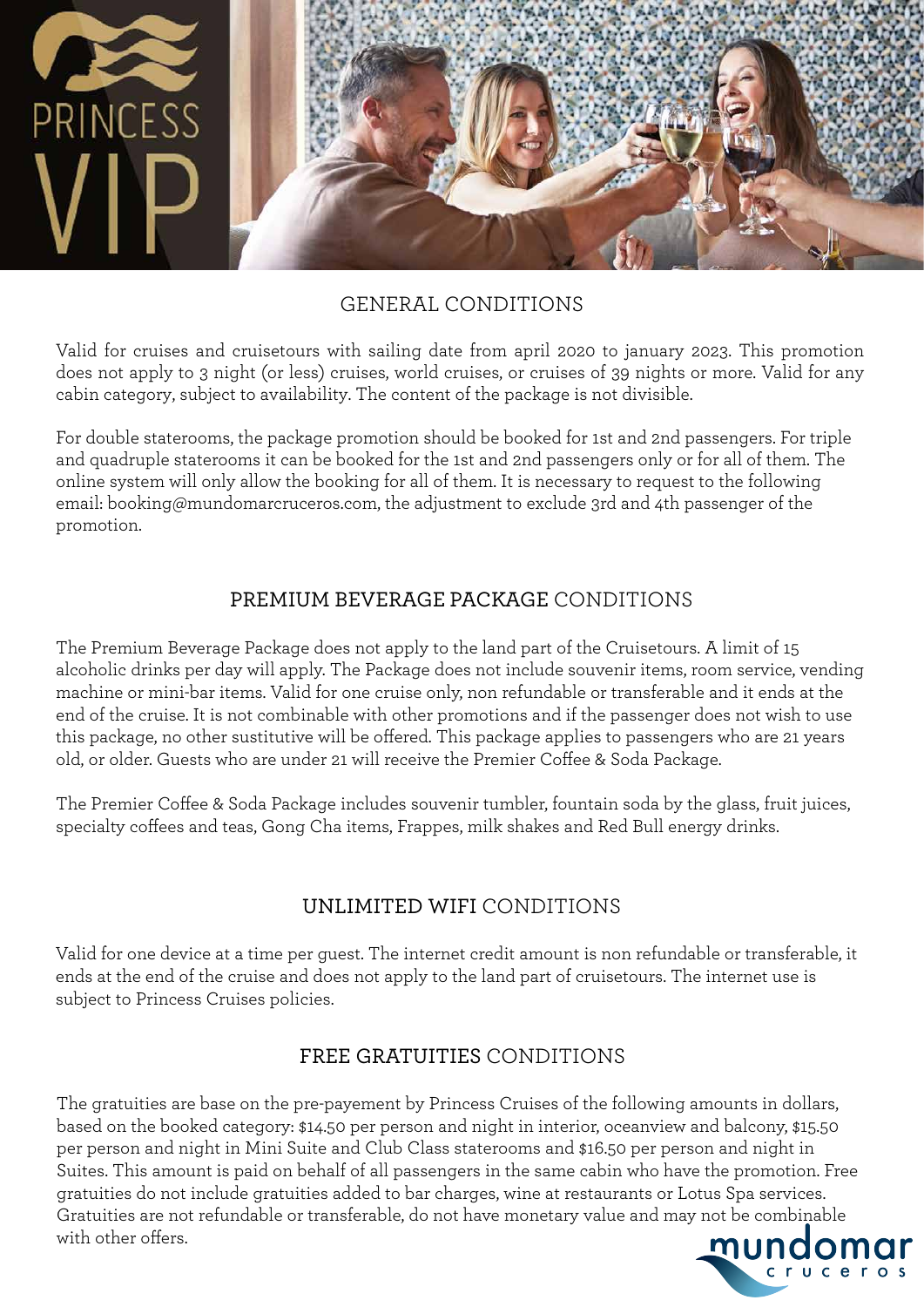PRINCESS VIP

## GENERAL CONDITIONS

Valid for cruises and cruisetours with sailing date from april 2020 to january 2023. This promotion does not apply to 3 night (or less) cruises, world cruises, or cruises of 39 nights or more. Valid for any cabin category, subject to availability. The content of the package is not divisible.

For double staterooms, the package promotion should be booked for 1st and 2nd passengers. For triple and quadruple staterooms it can be booked for the 1st and 2nd passengers only or for all of them. The online system will only allow the booking for all of them. It is necessary to request to the following email: booking@mundomarcruceros.com, the adjustment to exclude 3rd and 4th passenger of the promotion.

## PREMIUM BEVERAGE PACKAGE CONDITIONS

The Premium Beverage Package does not apply to the land part of the Cruisetours. A limit of 15 alcoholic drinks per day will apply. The Package does not include souvenir items, room service, vending machine or mini-bar items. Valid for one cruise only, non refundable or transferable and it ends at the end of the cruise. It is not combinable with other promotions and if the passenger does not wish to use this package, no other sustitutive will be offered. This package applies to passengers who are 21 years old, or older. Guests who are under 21 will receive the Premier Coffee & Soda Package.

The Premier Coffee & Soda Package includes souvenir tumbler, fountain soda by the glass, fruit juices, specialty coffees and teas, Gong Cha items, Frappes, milk shakes and Red Bull energy drinks.

## UNLIMITED WIFI CONDITIONS

Valid for one device at a time per guest. The internet credit amount is non refundable or transferable, it ends at the end of the cruise and does not apply to the land part of cruisetours. The internet use is subject to Princess Cruises policies.

## FREE GRATUITIES CONDITIONS

The gratuities are base on the pre-payement by Princess Cruises of the following amounts in dollars, based on the booked category: $14.50 per person and night in interior, oceanview and balcony, $15.50 per person and night in Mini Suite and Club Class staterooms and $16.50 per person and night in Suites. This amount is paid on behalf of all passengers in the same cabin who have the promotion. Free gratuities do not include gratuities added to bar charges, wine at restaurants or Lotus Spa services. Gratuities are not refundable or transferable, do not have monetary value and may not be combinable with other offers.

mundomar cruceros